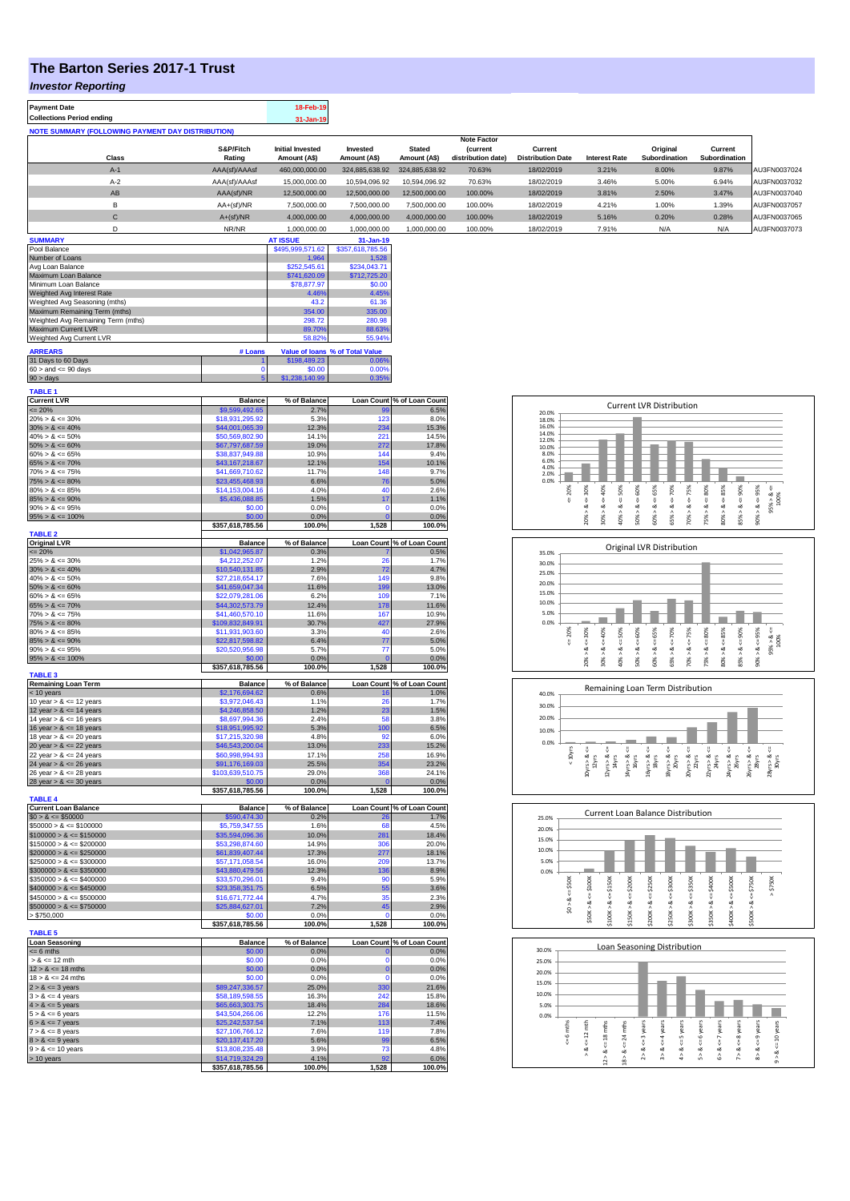# The Barton Series 2017-1 Trust

## *Investor Reporting*

| Payment Date | 18-Feb-19 |
|---|---|
| Collections Period ending | 31-Jan-19 |

**NOTE SUMMARY (FOLLOWING PAYMENT DAY DISTRIBUTION)**

| Class | S&P/Fitch Rating | Initial Invested Amount (A$) | Invested Amount (A$) | Stated Amount (A$) | Note Factor (current distribution date) | Current Distribution Date | Interest Rate | Original Subordination | Current Subordination | |
|---|---|---|---|---|---|---|---|---|---|---|
| A-1 | AAA(sf)/AAAsf | 460,000,000.00 | 324,885,638.92 | 324,885,638.92 | 70.63% | 18/02/2019 | 3.21% | 8.00% | 9.87% | AU3FN0037024 |
| A-2 | AAA(sf)/AAAsf | 15,000,000.00 | 10,594,096.92 | 10,594,096.92 | 70.63% | 18/02/2019 | 3.46% | 5.00% | 6.94% | AU3FN0037032 |
| AB | AAA(sf)/NR | 12,500,000.00 | 12,500,000.00 | 12,500,000.00 | 100.00% | 18/02/2019 | 3.81% | 2.50% | 3.47% | AU3FN0037040 |
| B | AA+(sf)/NR | 7,500,000.00 | 7,500,000.00 | 7,500,000.00 | 100.00% | 18/02/2019 | 4.21% | 1.00% | 1.39% | AU3FN0037057 |
| C | A+(sf)/NR | 4,000,000.00 | 4,000,000.00 | 4,000,000.00 | 100.00% | 18/02/2019 | 5.16% | 0.20% | 0.28% | AU3FN0037065 |
| D | NR/NR | 1,000,000.00 | 1,000,000.00 | 1,000,000.00 | 100.00% | 18/02/2019 | 7.91% | N/A | N/A | AU3FN0037073 |

| SUMMARY | AT ISSUE | 31-Jan-19 |
|---|---|---|
| Pool Balance | $495,999,571.62 | $357,618,785.56 |
| Number of Loans | 1,964 | 1,528 |
| Avg Loan Balance | $252,545.61 | $234,043.71 |
| Maximum Loan Balance | $741,620.09 | $712,725.20 |
| Minimum Loan Balance | $78,877.97 | $0.00 |
| Weighted Avg Interest Rate | 4.46% | 4.45% |
| Weighted Avg Seasoning (mths) | 43.2 | 61.36 |
| Maximum Remaining Term (mths) | 354.00 | 335.00 |
| Weighted Avg Remaining Term (mths) | 298.72 | 280.98 |
| Maximum Current LVR | 89.70% | 88.63% |
| Weighted Avg Current LVR | 58.82% | 55.94% |

| ARREARS | # Loans | Value of loans | % of Total Value |
|---|---|---|---|
| 31 Days to 60 Days | 1 | $198,489.23 | 0.06% |
| 60 > and <= 90 days | 0 | $0.00 | 0.00% |
| 90 > days | 5 | $1,238,140.99 | 0.35% |

**TABLE 1**

| Current LVR | Balance | % of Balance | Loan Count | % of Loan Count |
|---|---|---|---|---|
| <= 20% | $9,599,492.65 | 2.7% | 99 | 6.5% |
| 20% > & <= 30% | $18,931,295.92 | 5.3% | 123 | 8.0% |
| 30% > & <= 40% | $44,001,065.39 | 12.3% | 234 | 15.3% |
| 40% > & <= 50% | $50,569,802.90 | 14.1% | 221 | 14.5% |
| 50% > & <= 60% | $67,797,687.59 | 19.0% | 272 | 17.8% |
| 60% > & <= 65% | $38,837,949.88 | 10.9% | 144 | 9.4% |
| 65% > & <= 70% | $43,167,218.67 | 12.1% | 154 | 10.1% |
| 70% > & <= 75% | $41,669,710.62 | 11.7% | 148 | 9.7% |
| 75% > & <= 80% | $23,455,468.93 | 6.6% | 76 | 5.0% |
| 80% > & <= 85% | $14,153,004.16 | 4.0% | 40 | 2.6% |
| 85% > & <= 90% | $5,436,088.85 | 1.5% | 17 | 1.1% |
| 90% > & <= 95% | $0.00 | 0.0% | 0 | 0.0% |
| 95% > & <= 100% | $0.00 | 0.0% | 0 | 0.0% |
| | $357,618,785.56 | 100.0% | 1,528 | 100.0% |

**TABLE 2**

| Original LVR | Balance | % of Balance | Loan Count | % of Loan Count |
|---|---|---|---|---|
| <= 20% | $1,042,965.87 | 0.3% | 7 | 0.5% |
| 25% > & <= 30% | $4,212,252.07 | 1.2% | 26 | 1.7% |
| 30% > & <= 40% | $10,540,131.85 | 2.9% | 72 | 4.7% |
| 40% > & <= 50% | $27,218,654.17 | 7.6% | 149 | 9.8% |
| 50% > & <= 60% | $41,659,047.34 | 11.6% | 199 | 13.0% |
| 60% > & <= 65% | $22,079,281.06 | 6.2% | 109 | 7.1% |
| 65% > & <= 70% | $44,302,573.79 | 12.4% | 178 | 11.6% |
| 70% > & <= 75% | $41,460,570.10 | 11.6% | 167 | 10.9% |
| 75% > & <= 80% | $109,832,849.91 | 30.7% | 427 | 27.9% |
| 80% > & <= 85% | $11,931,903.60 | 3.3% | 40 | 2.6% |
| 85% > & <= 90% | $22,817,598.82 | 6.4% | 77 | 5.0% |
| 90% > & <= 95% | $20,520,956.98 | 5.7% | 77 | 5.0% |
| 95% > & <= 100% | $0.00 | 0.0% | 0 | 0.0% |
| | $357,618,785.56 | 100.0% | 1,528 | 100.0% |

**TABLE 3**

| Remaining Loan Term | Balance | % of Balance | Loan Count | % of Loan Count |
|---|---|---|---|---|
| < 10 years | $2,176,694.62 | 0.6% | 16 | 1.0% |
| 10 year > & <= 12 years | $3,972,046.43 | 1.1% | 26 | 1.7% |
| 12 year > & <= 14 years | $4,246,858.50 | 1.2% | 23 | 1.5% |
| 14 year > & <= 16 years | $8,697,994.36 | 2.4% | 58 | 3.8% |
| 16 year > & <= 18 years | $18,951,995.92 | 5.3% | 100 | 6.5% |
| 18 year > & <= 20 years | $17,215,320.98 | 4.8% | 92 | 6.0% |
| 20 year > & <= 22 years | $46,543,200.04 | 13.0% | 233 | 15.2% |
| 22 year > & <= 24 years | $60,998,994.93 | 17.1% | 258 | 16.9% |
| 24 year > & <= 26 years | $91,176,169.03 | 25.5% | 354 | 23.2% |
| 26 year > & <= 28 years | $103,639,510.75 | 29.0% | 368 | 24.1% |
| 28 year > & <= 30 years | $0.00 | 0.0% | 0 | 0.0% |
| | $357,618,785.56 | 100.0% | 1,528 | 100.0% |

**TABLE 4**

| Current Loan Balance | Balance | % of Balance | Loan Count | % of Loan Count |
|---|---|---|---|---|
| $0 > & <= $50000 | $590,474.30 | 0.2% | 26 | 1.7% |
| $50000 > & <= $100000 | $5,759,347.55 | 1.6% | 68 | 4.5% |
| $100000 > & <= $150000 | $35,594,096.36 | 10.0% | 281 | 18.4% |
| $150000 > & <= $200000 | $53,298,874.60 | 14.9% | 306 | 20.0% |
| $200000 > & <= $250000 | $61,839,407.44 | 17.3% | 277 | 18.1% |
| $250000 > & <= $300000 | $57,171,058.54 | 16.0% | 209 | 13.7% |
| $300000 > & <= $350000 | $43,880,479.56 | 12.3% | 136 | 8.9% |
| $350000 > & <= $400000 | $33,570,296.01 | 9.4% | 90 | 5.9% |
| $400000 > & <= $450000 | $23,358,351.75 | 6.5% | 55 | 3.6% |
| $450000 > & <= $500000 | $16,671,772.44 | 4.7% | 35 | 2.3% |
| $500000 > & <= $750000 | $25,884,627.01 | 7.2% | 45 | 2.9% |
| > $750,000 | $0.00 | 0.0% | 0 | 0.0% |
| | $357,618,785.56 | 100.0% | 1,528 | 100.0% |

**TABLE 5**

| Loan Seasoning | Balance | % of Balance | Loan Count | % of Loan Count |
|---|---|---|---|---|
| <= 6 mths | $0.00 | 0.0% | 0 | 0.0% |
| > & <= 12 mth | $0.00 | 0.0% | 0 | 0.0% |
| 12 > & <= 18 mths | $0.00 | 0.0% | 0 | 0.0% |
| 18 > & <= 24 mths | $0.00 | 0.0% | 0 | 0.0% |
| 2 > & <= 3 years | $89,247,336.57 | 25.0% | 330 | 21.6% |
| 3 > & <= 4 years | $58,189,598.55 | 16.3% | 242 | 15.8% |
| 4 > & <= 5 years | $65,663,303.75 | 18.4% | 284 | 18.6% |
| 5 > & <= 6 years | $43,504,266.06 | 12.2% | 176 | 11.5% |
| 6 > & <= 7 years | $25,242,537.54 | 7.1% | 113 | 7.4% |
| 7 > & <= 8 years | $27,106,766.12 | 7.6% | 119 | 7.8% |
| 8 > & <= 9 years | $20,137,417.20 | 5.6% | 99 | 6.5% |
| 9 > & <= 10 years | $13,808,235.48 | 3.9% | 73 | 4.8% |
| > 10 years | $14,719,324.29 | 4.1% | 92 | 6.0% |
| | $357,618,785.56 | 100.0% | 1,528 | 100.0% |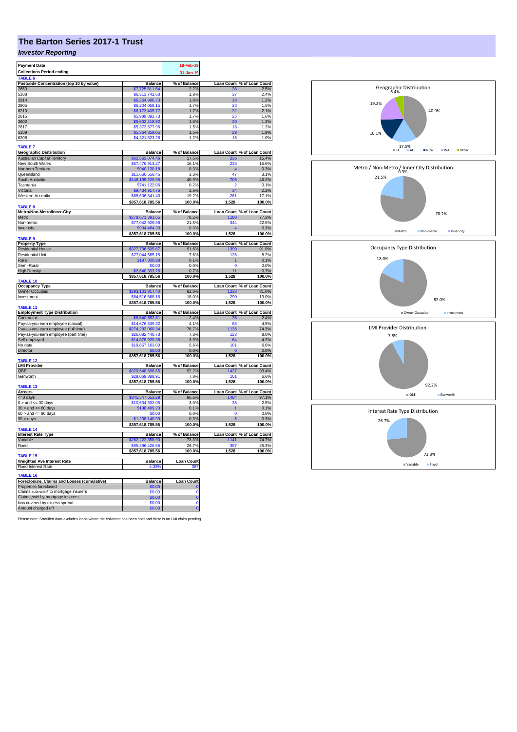# The Barton Series 2017-1 Trust

## *Investor Reporting*

| Payment Date | 18-Feb-19 |
|---|---|
| Collections Period ending | 31-Jan-19 |

**TABLE 6**

| Postcode Concentration (top 10 by value) | Balance | % of Balance | Loan Count | % of Loan Count |
|---|---|---|---|---|
| 2650 | $7,725,811.54 | 2.2% | 38 | 2.5% |
| 5108 | $6,313,742.63 | 1.8% | 37 | 2.4% |
| 2914 | $6,264,996.73 | 1.8% | 18 | 1.2% |
| 2905 | $6,204,058.15 | 1.7% | 23 | 1.5% |
| 6210 | $6,173,405.77 | 1.7% | 32 | 2.1% |
| 2615 | $5,989,892.73 | 1.7% | 25 | 1.6% |
| 2602 | $5,602,418.92 | 1.6% | 20 | 1.3% |
| 2617 | $5,373,577.96 | 1.5% | 18 | 1.2% |
| 5109 | $5,364,359.05 | 1.5% | 29 | 1.9% |
| 6208 | $4,321,823.28 | 1.2% | 15 | 1.0% |

**TABLE 7**

| Geographic Distribution | Balance | % of Balance | Loan Count | % of Loan Count |
|---|---|---|---|---|
| Australian Capital Territory | $62,563,074.46 | 17.5% | 236 | 15.4% |
| New South Wales | $57,476,913.27 | 16.1% | 238 | 15.6% |
| Northern Territory | $940,130.18 | 0.3% | 4 | 0.3% |
| Queensland | $11,660,556.45 | 3.3% | 47 | 3.1% |
| South Australia | $146,195,229.95 | 40.9% | 706 | 46.2% |
| Tasmania | $741,122.06 | 0.2% | 2 | 0.1% |
| Victoria | $9,434,917.76 | 2.6% | 34 | 2.2% |
| Western Australia | $68,606,841.43 | 19.2% | 261 | 17.1% |
| | $357,618,785.56 | 100.0% | 1,528 | 100.0% |

**TABLE 8**

| Metro/Non-Metro/Inner-City | Balance | % of Balance | Loan Count | % of Loan Count |
|---|---|---|---|---|
| Metro | $279,671,391.65 | 78.2% | 1180 | 77.2% |
| Non-metro | $77,042,929.58 | 21.5% | 344 | 22.5% |
| Inner city | $904,464.33 | 0.3% | 4 | 0.3% |
| | $357,618,785.56 | 100.0% | 1,528 | 100.0% |

**TABLE 9**

| Property Type | Balance | % of Balance | Loan Count | % of Loan Count |
|---|---|---|---|---|
| Residential House | $327,736,505.67 | 91.6% | 1390 | 91.0% |
| Residential Unit | $27,044,585.15 | 7.6% | 126 | 8.2% |
| Rural | $197,300.98 | 0.1% | 1 | 0.1% |
| Semi-Rural | $0.00 | 0.0% | 0 | 0.0% |
| High Density | $2,640,393.76 | 0.7% | 11 | 0.7% |
| | $357,618,785.56 | 100.0% | 1,528 | 100.0% |

**TABLE 10**

| Occupancy Type | Balance | % of Balance | Loan Count | % of Loan Count |
|---|---|---|---|---|
| Owner Occupied | $293,101,917.40 | 82.0% | 1238 | 81.0% |
| Investment | $64,516,868.16 | 18.0% | 290 | 19.0% |
| | $357,618,785.56 | 100.0% | 1,528 | 100.0% |

**TABLE 11**

| Employment Type Distribution | Balance | % of Balance | Loan Count | % of Loan Count |
|---|---|---|---|---|
| Contractor | $8,640,552.81 | 2.4% | 36 | 2.4% |
| Pay-as-you-earn employee (casual) | $14,676,639.32 | 4.1% | 68 | 4.5% |
| Pay-as-you-earn employee (full time) | $274,283,060.34 | 76.7% | 1136 | 74.3% |
| Pay-as-you-earn employee (part time) | $26,082,440.73 | 7.3% | 123 | 8.0% |
| Self employed | $14,078,929.36 | 3.9% | 64 | 4.2% |
| No data | $19,857,163.00 | 5.6% | 101 | 6.6% |
| Director | $0.00 | 0.0% | 0 | 0.0% |
| | $357,618,785.56 | 100.0% | 1,528 | 100.0% |

**TABLE 12**

| LMI Provider | Balance | % of Balance | Loan Count | % of Loan Count |
|---|---|---|---|---|
| QBE | $329,548,896.65 | 92.2% | 1427 | 93.4% |
| Genworth | $28,069,888.91 | 7.8% | 101 | 6.6% |
| | $357,618,785.56 | 100.0% | 1,528 | 100.0% |

**TABLE 13**

| Arrears | Balance | % of Balance | Loan Count | % of Loan Count |
|---|---|---|---|---|
| <=0 days | $345,547,653.29 | 96.6% | 1484 | 97.1% |
| 0 > and <= 30 days | $10,634,502.05 | 3.0% | 38 | 2.5% |
| 30 > and <= 60 days | $198,489.23 | 0.1% | 1 | 0.1% |
| 60 > and <= 90 days | $0.00 | 0.0% | 0 | 0.0% |
| 90 > days | $1,238,140.99 | 0.3% | 5 | 0.3% |
| | $357,618,785.56 | 100.0% | 1,528 | 100.0% |

**TABLE 14**

| Interest Rate Type | Balance | % of Balance | Loan Count | % of Loan Count |
|---|---|---|---|---|
| Variable | $262,222,358.90 | 73.3% | 1141 | 74.7% |
| Fixed | $95,396,426.66 | 26.7% | 387 | 25.3% |
| | $357,618,785.56 | 100.0% | 1,528 | 100.0% |

**TABLE 15**

| Weighted Ave Interest Rate | Balance | Loan Count |
|---|---|---|
| Fixed Interest Rate | 4.33% | 387 |

**TABLE 16**

| Foreclosure, Claims and Losses (cumulative) | Balance | Loan Count |
|---|---|---|
| Properties foreclosed | $0.00 | 0 |
| Claims *submitted* to mortgage insurers | $0.00 | 0 |
| Claims *paid* by mortgage insurers | $0.00 | 0 |
| loss covered by excess spread | $0.00 | 0 |
| Amount charged off | $0.00 | 0 |

Please note: Stratified data excludes loans where the collateral has been sold and there is an LMI claim pending.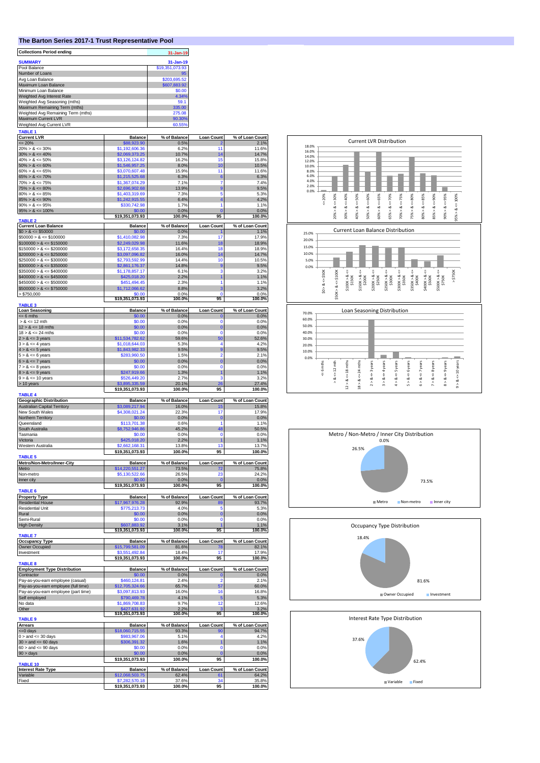# The Barton Series 2017-1 Trust Representative Pool

| Collections Period ending | 31-Jan-19 |
|---|---|

| SUMMARY | 31-Jan-19 |
|---|---|
| Pool Balance | $19,351,073.93 |
| Number of Loans | 95 |
| Avg Loan Balance | $203,695.52 |
| Maximum Loan Balance | $607,883.92 |
| Minimum Loan Balance | $0.00 |
| Weighted Avg Interest Rate | 4.34% |
| Weighted Avg Seasoning (mths) | 59.1 |
| Maximum Remaining Term (mths) | 335.00 |
| Weighted Avg Remaining Term (mths) | 275.08 |
| Maximum Current LVR | 90.30% |
| Weighted Avg Current LVR | 60.55% |

TABLE 1

| Current LVR | Balance | % of Balance | Loan Count | % of Loan Count |
|---|---|---|---|---|
| <= 20% | $88,923.90 | 0.5% | 2 | 2.1% |
| 20% > & <= 30% | $1,192,606.36 | 6.2% | 11 | 11.6% |
| 30% > & <= 40% | $2,069,373.25 | 10.7% | 14 | 14.7% |
| 40% > & <= 50% | $3,126,124.82 | 16.2% | 15 | 15.8% |
| 50% > & <= 60% | $1,546,957.25 | 8.0% | 10 | 10.5% |
| 60% > & <= 65% | $3,070,607.48 | 15.9% | 11 | 11.6% |
| 65% > & <= 70% | $1,215,525.68 | 6.3% | 6 | 6.3% |
| 70% > & <= 75% | $1,367,074.29 | 7.1% | 7 | 7.4% |
| 75% > & <= 80% | $2,696,902.68 | 13.9% | 9 | 9.5% |
| 80% > & <= 85% | $1,403,319.69 | 7.3% | 5 | 5.3% |
| 85% > & <= 90% | $1,242,915.55 | 6.4% | 4 | 4.2% |
| 90% > & <= 95% | $330,742.98 | 1.7% | 1 | 1.1% |
| 95% > & <= 100% | $0.00 | 0.0% | 0 | 0.0% |
| | $19,351,073.93 | 100.0% | 95 | 100.0% |

Current LVR Distribution
18.0%
16.0%
14.0%
12.0%
10.0%
8.0%
6.0%
4.0%
2.0%
0.0%
<= 20%
20% > & <= 30%
30% > & <= 40%
40% > & <= 50%
50% > & <= 60%
60% > & <= 65%
65% > & <= 70%
70% > & <= 75%
75% > & <= 80%
80% > & <= 85%
85% > & <= 90%
90% > & <= 95%
95% > & <= 100%

TABLE 2

| Current Loan Balance | Balance | % of Balance | Loan Count | % of Loan Count |
|---|---|---|---|---|
| $0 > & <= $50000 | $0.00 | 0.0% | 1 | 1.1% |
| $50000 > & <= $100000 | $1,410,082.98 | 7.3% | 17 | 17.9% |
| $100000 > & <= $150000 | $2,249,029.98 | 11.6% | 18 | 18.9% |
| $150000 > & <= $200000 | $3,172,658.35 | 16.4% | 18 | 18.9% |
| $200000 > & <= $250000 | $3,097,096.82 | 16.0% | 14 | 14.7% |
| $250000 > & <= $300000 | $2,793,592.99 | 14.4% | 10 | 10.5% |
| $300000 > & <= $350000 | $2,861,176.37 | 14.8% | 9 | 9.5% |
| $350000 > & <= $400000 | $1,178,857.17 | 6.1% | 3 | 3.2% |
| $400000 > & <= $450000 | $425,018.20 | 2.2% | 1 | 1.1% |
| $450000 > & <= $500000 | $451,494.45 | 2.3% | 1 | 1.1% |
| $500000 > & <= $750000 | $1,712,066.62 | 8.8% | 3 | 3.2% |
| > $750,000 | $0.00 | 0.0% | 0 | 0.0% |
| | $19,351,073.93 | 100.0% | 95 | 100.0% |

Current Loan Balance Distribution
25.0%
20.0%
15.0%
10.0%
5.0%
0.0%
$0 > & <= $50K
$50K > & <= $100K
$100K > & <= $150K
$150K > & <= $200K
$200K > & <= $250K
$250K > & <= $300K
$300K > & <= $350K
$350K > & <= $400K
$400K > & <= $500K
$500K > & <= $750K
> $750K

TABLE 3

| Loan Seasoning | Balance | % of Balance | Loan Count | % of Loan Count |
|---|---|---|---|---|
| <= 6 mths | $0.00 | 0.0% | 0 | 0.0% |
| > & <= 12 mth | $0.00 | 0.0% | 0 | 0.0% |
| 12 > & <= 18 mths | $0.00 | 0.0% | 0 | 0.0% |
| 18 > & <= 24 mths | $0.00 | 0.0% | 0 | 0.0% |
| 2 > & <= 3 years | $11,534,782.62 | 59.6% | 50 | 52.6% |
| 3 > & <= 4 years | $1,018,644.03 | 5.3% | 4 | 4.2% |
| 4 > & <= 5 years | $1,843,982.33 | 9.5% | 9 | 9.5% |
| 5 > & <= 6 years | $283,960.50 | 1.5% | 2 | 2.1% |
| 6 > & <= 7 years | $0.00 | 0.0% | 0 | 0.0% |
| 7 > & <= 8 years | $0.00 | 0.0% | 0 | 0.0% |
| 8 > & <= 9 years | $247,919.66 | 1.3% | 1 | 1.1% |
| 9 > & <= 10 years | $526,449.20 | 2.7% | 3 | 3.2% |
| > 10 years | $3,895,335.59 | 20.1% | 26 | 27.4% |
| | $19,351,073.93 | 100.0% | 95 | 100.0% |

Loan Seasoning Distribution
70.0%
60.0%
50.0%
40.0%
30.0%
20.0%
10.0%
0.0%
<= 6 mths
> & <= 12 mth
12 > & <= 18 mths
18 > & <= 24 mths
2 > & <= 3 years
3 > & <= 4 years
4 > & <= 5 years
5 > & <= 6 years
6 > & <= 7 years
7 > & <= 8 years
8 > & <= 9 years
9 > & <= 10 years

TABLE 4

| Geographic Distribution | Balance | % of Balance | Loan Count | % of Loan Count |
|---|---|---|---|---|
| Australian Capital Territory | $3,089,217.94 | 16.0% | 15 | 15.8% |
| New South Wales | $4,308,021.24 | 22.3% | 17 | 17.9% |
| Northern Territory | $0.00 | 0.0% | 0 | 0.0% |
| Queensland | $113,701.38 | 0.6% | 1 | 1.1% |
| South Australia | $8,752,946.86 | 45.2% | 48 | 50.5% |
| Tasmania | $0.00 | 0.0% | 0 | 0.0% |
| Victoria | $425,018.20 | 2.2% | 1 | 1.1% |
| Western Australia | $2,662,168.31 | 13.8% | 13 | 13.7% |
| | $19,351,073.93 | 100.0% | 95 | 100.0% |

TABLE 5

| Metro/Non-Metro/Inner-City | Balance | % of Balance | Loan Count | % of Loan Count |
|---|---|---|---|---|
| Metro | $14,220,551.27 | 73.5% | 72 | 75.8% |
| Non-metro | $5,130,522.66 | 26.5% | 23 | 24.2% |
| Inner city | $0.00 | 0.0% | 0 | 0.0% |
| | $19,351,073.93 | 100.0% | 95 | 100.0% |

Metro / Non-Metro / Inner City Distribution
0.0%
26.5%
73.5%
Metro
Non-metro
Inner city

TABLE 6

| Property Type | Balance | % of Balance | Loan Count | % of Loan Count |
|---|---|---|---|---|
| Residential House | $17,967,976.28 | 92.9% | 89 | 93.7% |
| Residential Unit | $775,213.73 | 4.0% | 5 | 5.3% |
| Rural | $0.00 | 0.0% | 0 | 0.0% |
| Semi-Rural | $0.00 | 0.0% | 0 | 0.0% |
| High Density | $607,883.92 | 3.1% | 1 | 1.1% |
| | $19,351,073.93 | 100.0% | 95 | 100.0% |

TABLE 7

| Occupancy Type | Balance | % of Balance | Loan Count | % of Loan Count |
|---|---|---|---|---|
| Owner Occupied | $15,799,581.09 | 81.6% | 78 | 82.1% |
| Investment | $3,551,492.84 | 18.4% | 17 | 17.9% |
| | $19,351,073.93 | 100.0% | 95 | 100.0% |

Occupancy Type Distribution
18.4%
81.6%
Owner Occupied
Investment

TABLE 8

| Employment Type Distribution | Balance | % of Balance | Loan Count | % of Loan Count |
|---|---|---|---|---|
| Contractor | $0.00 | 0.0% | 0 | 0.0% |
| Pay-as-you-earn employee (casual) | $460,124.81 | 2.4% | 2 | 2.1% |
| Pay-as-you-earn employee (full time) | $12,705,324.66 | 65.7% | 57 | 60.0% |
| Pay-as-you-earn employee (part time) | $3,097,813.93 | 16.0% | 16 | 16.8% |
| Self employed | $790,469.78 | 4.1% | 5 | 5.3% |
| No data | $1,869,708.83 | 9.7% | 12 | 12.6% |
| Other | $427,631.92 | 2.2% | 3 | 3.2% |
| | $19,351,073.93 | 100.0% | 95 | 100.0% |

TABLE 9

| Arrears | Balance | % of Balance | Loan Count | % of Loan Count |
|---|---|---|---|---|
| <=0 days | $18,060,715.55 | 93.3% | 90 | 94.7% |
| 0 > and <= 30 days | $983,967.06 | 5.1% | 4 | 4.2% |
| 30 > and <= 60 days | $306,391.32 | 1.6% | 1 | 1.1% |
| 60 > and <= 90 days | $0.00 | 0.0% | 0 | 0.0% |
| 90 > days | $0.00 | 0.0% | 0 | 0.0% |
| | $19,351,073.93 | 100.0% | 95 | 100.0% |

TABLE 10

| Interest Rate Type | Balance | % of Balance | Loan Count | % of Loan Count |
|---|---|---|---|---|
| Variable | $12,068,503.75 | 62.4% | 61 | 64.2% |
| Fixed | $7,282,570.18 | 37.6% | 34 | 35.8% |
| | $19,351,073.93 | 100.0% | 95 | 100.0% |

Interest Rate Type Distribution
37.6%
62.4%
Variable
Fixed